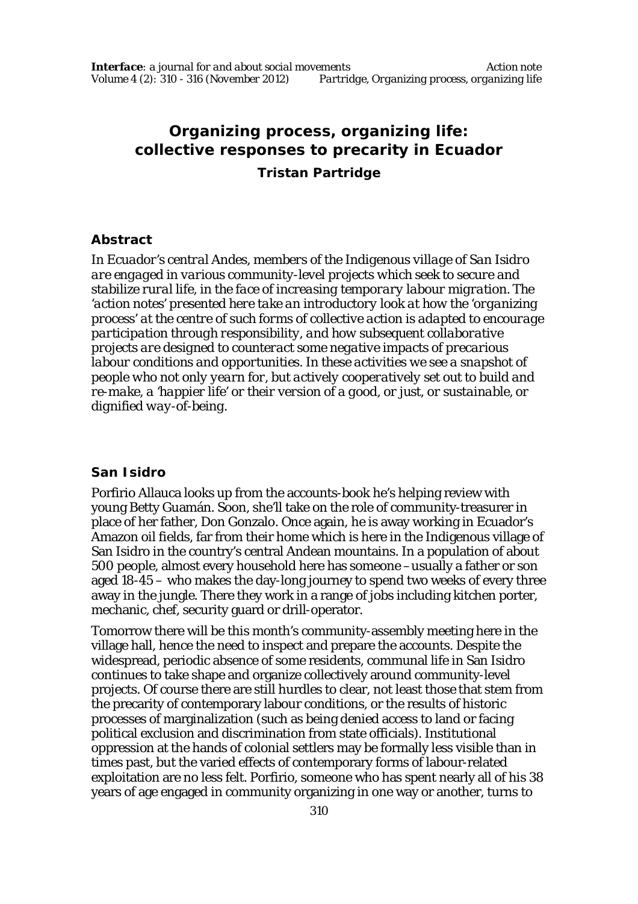# Organizing process, organizing life: collective responses to precarity in Ecuador

**Tristan Partridge**

## Abstract

*In Ecuador's central Andes, members of the Indigenous village of San Isidro are engaged in various community-level projects which seek to secure and stabilize rural life, in the face of increasing temporary labour migration. The 'action notes' presented here take an introductory look at how the 'organizing process' at the centre of such forms of collective action is adapted to encourage participation through responsibility, and how subsequent collaborative projects are designed to counteract some negative impacts of precarious labour conditions and opportunities. In these activities we see a snapshot of people who not only yearn for, but actively cooperatively set out to build and re-make, a 'happier life' or their version of a good, or just, or sustainable, or dignified way-of-being.*

## San Isidro

Porfirio Allauca looks up from the accounts-book he's helping review with young Betty Guamán. Soon, she'll take on the role of community-treasurer in place of her father, Don Gonzalo. Once again, he is away working in Ecuador's Amazon oil fields, far from their home which is here in the Indigenous village of San Isidro in the country's central Andean mountains. In a population of about 500 people, almost every household here has someone – usually a father or son aged 18-45 – who makes the day-long journey to spend two weeks of every three away in the jungle. There they work in a range of jobs including kitchen porter, mechanic, chef, security guard or drill-operator.

Tomorrow there will be this month's community-assembly meeting here in the village hall, hence the need to inspect and prepare the accounts. Despite the widespread, periodic absence of some residents, communal life in San Isidro continues to take shape and organize collectively around community-level projects. Of course there are still hurdles to clear, not least those that stem from the precarity of contemporary labour conditions, or the results of historic processes of marginalization (such as being denied access to land or facing political exclusion and discrimination from state officials). Institutional oppression at the hands of colonial settlers may be formally less visible than in times past, but the varied effects of contemporary forms of labour-related exploitation are no less felt. Porfirio, someone who has spent nearly all of his 38 years of age engaged in community organizing in one way or another, turns to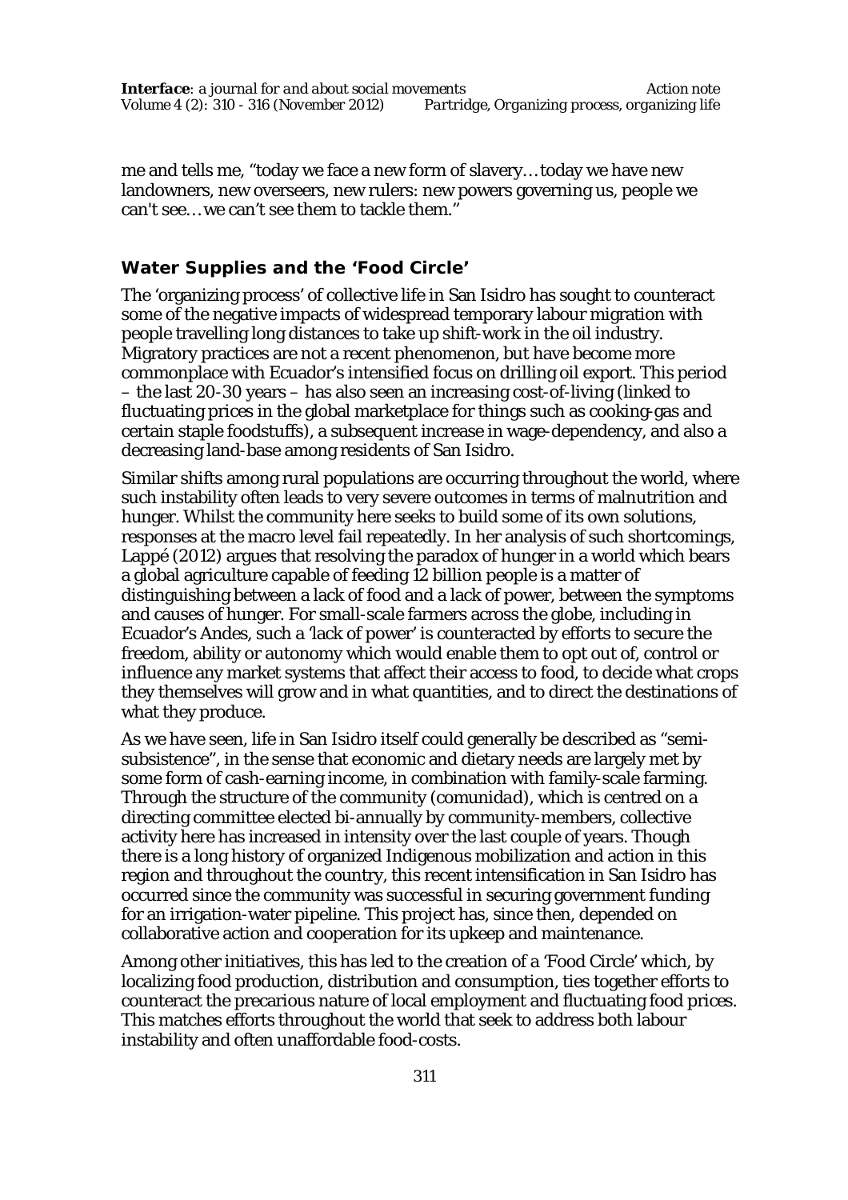me and tells me, "today we face a new form of slavery… today we have new landowners, new overseers, new rulers: new powers governing us, people we can't see… we can't see them to tackle them."

## Water Supplies and the 'Food Circle'

The 'organizing process' of collective life in San Isidro has sought to counteract some of the negative impacts of widespread temporary labour migration with people travelling long distances to take up shift-work in the oil industry. Migratory practices are not a recent phenomenon, but have become more commonplace with Ecuador's intensified focus on drilling oil export. This period – the last 20-30 years – has also seen an increasing cost-of-living (linked to fluctuating prices in the global marketplace for things such as cooking-gas and certain staple foodstuffs), a subsequent increase in wage-dependency, and also a decreasing land-base among residents of San Isidro.

Similar shifts among rural populations are occurring throughout the world, where such instability often leads to very severe outcomes in terms of malnutrition and hunger. Whilst the community here seeks to build some of its own solutions, responses at the macro level fail repeatedly. In her analysis of such shortcomings, Lappé (2012) argues that resolving the paradox of hunger in a world which bears a global agriculture capable of feeding 12 billion people is a matter of distinguishing between a lack of food and a lack of power, between the symptoms and causes of hunger. For small-scale farmers across the globe, including in Ecuador's Andes, such a 'lack of power' is counteracted by efforts to secure the freedom, ability or autonomy which would enable them to opt out of, control or influence any market systems that affect their access to food, to decide what crops they themselves will grow and in what quantities, and to direct the destinations of what they produce.

As we have seen, life in San Isidro itself could generally be described as "semi-subsistence", in the sense that economic and dietary needs are largely met by some form of cash-earning income, in combination with family-scale farming. Through the structure of the community (*comunidad*), which is centred on a directing committee elected bi-annually by community-members, collective activity here has increased in intensity over the last couple of years. Though there is a long history of organized Indigenous mobilization and action in this region and throughout the country, this recent intensification in San Isidro has occurred since the community was successful in securing government funding for an irrigation-water pipeline. This project has, since then, depended on collaborative action and cooperation for its upkeep and maintenance.

Among other initiatives, this has led to the creation of a 'Food Circle' which, by localizing food production, distribution and consumption, ties together efforts to counteract the precarious nature of local employment and fluctuating food prices. This matches efforts throughout the world that seek to address both labour instability and often unaffordable food-costs.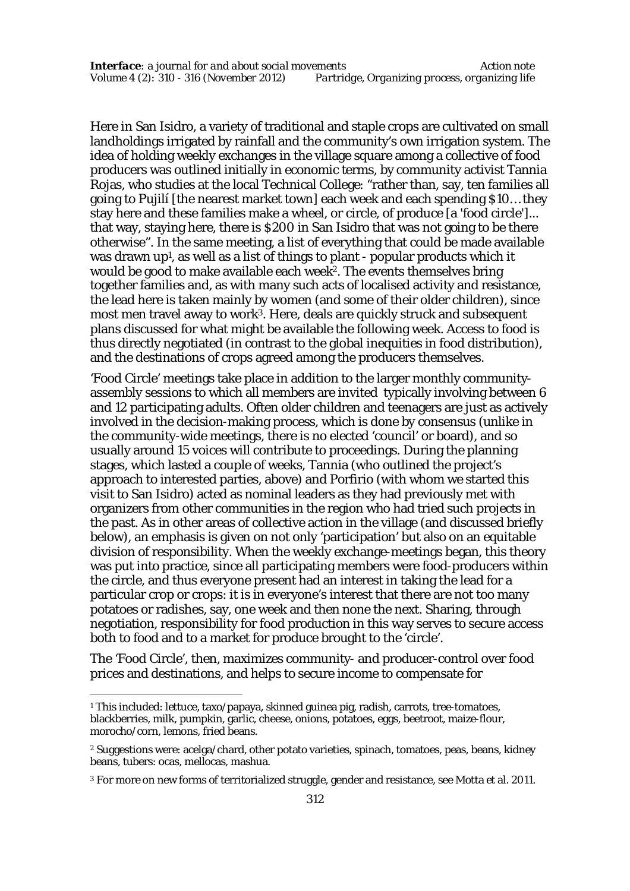Here in San Isidro, a variety of traditional and staple crops are cultivated on small landholdings irrigated by rainfall and the community's own irrigation system. The idea of holding weekly exchanges in the village square among a collective of food producers was outlined initially in economic terms, by community activist Tannia Rojas, who studies at the local Technical College: "rather than, say, ten families all going to Pujilí [the nearest market town] each week and each spending $10… they stay here and these families make a wheel, or circle, of produce [a 'food circle']... that way, staying here, there is $200 in San Isidro that was not going to be there otherwise". In the same meeting, a list of everything that could be made available was drawn up[1], as well as a list of things to plant - popular products which it would be good to make available each week[2]. The events themselves bring together families and, as with many such acts of localised activity and resistance, the lead here is taken mainly by women (and some of their older children), since most men travel away to work[3]. Here, deals are quickly struck and subsequent plans discussed for what might be available the following week. Access to food is thus directly negotiated (in contrast to the global inequities in food distribution), and the destinations of crops agreed among the producers themselves.

'Food Circle' meetings take place in addition to the larger monthly community-assembly sessions to which all members are invited typically involving between 6 and 12 participating adults. Often older children and teenagers are just as actively involved in the decision-making process, which is done by consensus (unlike in the community-wide meetings, there is no elected 'council' or board), and so usually around 15 voices will contribute to proceedings. During the planning stages, which lasted a couple of weeks, Tannia (who outlined the project's approach to interested parties, above) and Porfirio (with whom we started this visit to San Isidro) acted as nominal leaders as they had previously met with organizers from other communities in the region who had tried such projects in the past. As in other areas of collective action in the village (and discussed briefly below), an emphasis is given on not only 'participation' but also on an equitable division of responsibility. When the weekly exchange-meetings began, this theory was put into practice, since all participating members were food-producers within the circle, and thus everyone present had an interest in taking the lead for a particular crop or crops: it is in everyone's interest that there are not too many potatoes or radishes, say, one week and then none the next. Sharing, through negotiation, responsibility for food production in this way serves to secure access both to food and to a market for produce brought to the 'circle'.

The 'Food Circle', then, maximizes community- and producer-control over food prices and destinations, and helps to secure income to compensate for

---

[1] This included: lettuce, taxo/papaya, skinned guinea pig, radish, carrots, tree-tomatoes, blackberries, milk, pumpkin, garlic, cheese, onions, potatoes, eggs, beetroot, maize-flour, morocho/corn, lemons, fried beans.

[2] Suggestions were: acelga/chard, other potato varieties, spinach, tomatoes, peas, beans, kidney beans, tubers: ocas, mellocas, mashua.

[3] For more on new forms of territorialized struggle, gender and resistance, see Motta et al. 2011.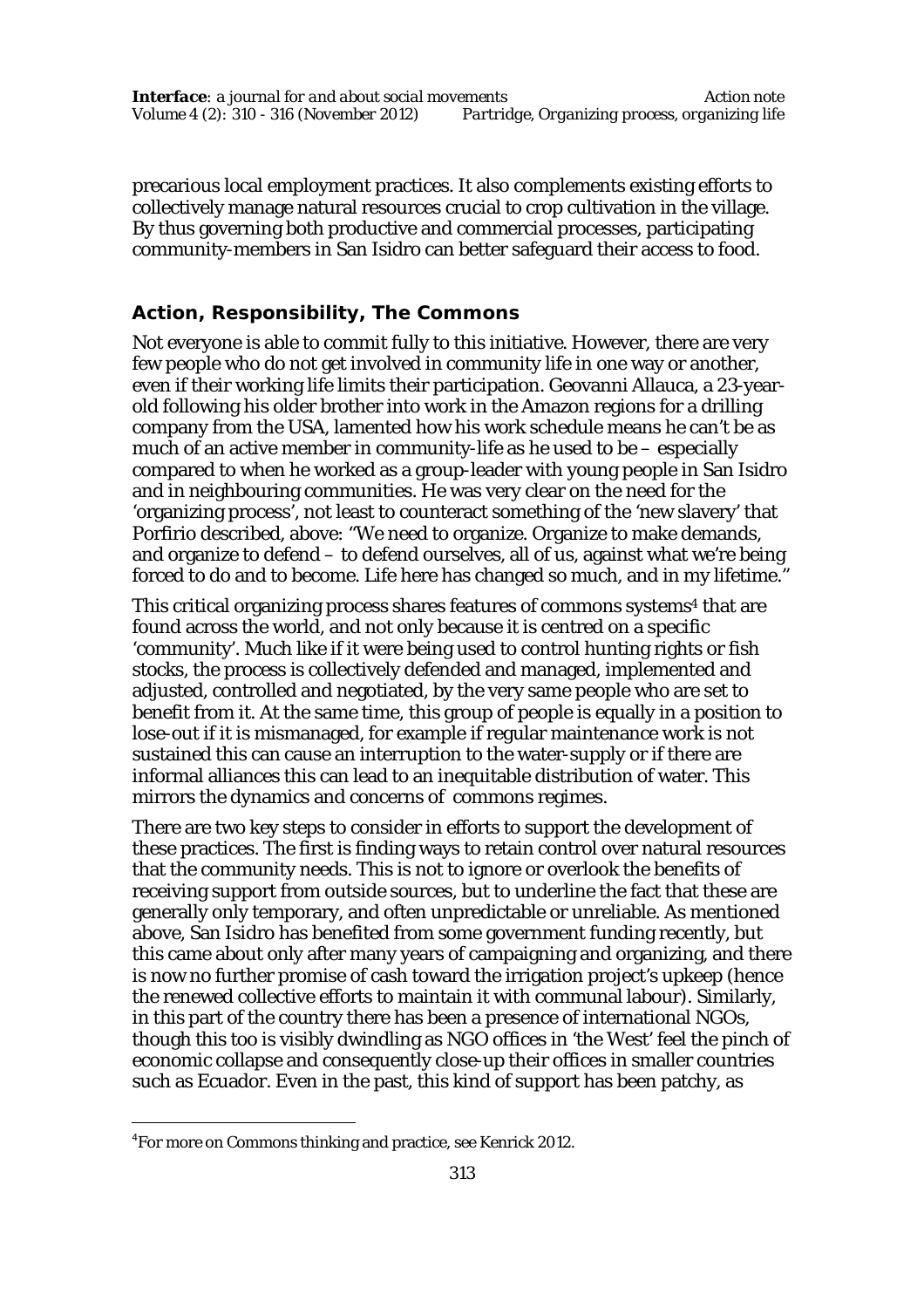precarious local employment practices. It also complements existing efforts to collectively manage natural resources crucial to crop cultivation in the village. By thus governing both productive and commercial processes, participating community-members in San Isidro can better safeguard their access to food.

## Action, Responsibility, The Commons

Not everyone is able to commit fully to this initiative. However, there are very few people who do not get involved in community life in one way or another, even if their working life limits their participation. Geovanni Allauca, a 23-year-old following his older brother into work in the Amazon regions for a drilling company from the USA, lamented how his work schedule means he can't be as much of an active member in community-life as he used to be – especially compared to when he worked as a group-leader with young people in San Isidro and in neighbouring communities. He was very clear on the need for the 'organizing process', not least to counteract something of the 'new slavery' that Porfirio described, above: "We need to organize. Organize to make demands, and organize to defend – to defend ourselves, all of us, against what we're being forced to do and to become. Life here has changed so much, and in my lifetime."

This critical organizing process shares features of commons systems[4] that are found across the world, and not only because it is centred on a specific 'community'. Much like if it were being used to control hunting rights or fish stocks, the process is collectively defended and managed, implemented and adjusted, controlled and negotiated, by the very same people who are set to benefit from it. At the same time, this group of people is equally in a position to lose-out if it is mismanaged, for example if regular maintenance work is not sustained this can cause an interruption to the water-supply or if there are informal alliances this can lead to an inequitable distribution of water. This mirrors the dynamics and concerns of commons regimes.

There are two key steps to consider in efforts to support the development of these practices. The first is finding ways to retain control over natural resources that the community needs. This is not to ignore or overlook the benefits of receiving support from outside sources, but to underline the fact that these are generally only temporary, and often unpredictable or unreliable. As mentioned above, San Isidro has benefited from some government funding recently, but this came about only after many years of campaigning and organizing, and there is now no further promise of cash toward the irrigation project's upkeep (hence the renewed collective efforts to maintain it with communal labour). Similarly, in this part of the country there has been a presence of international NGOs, though this too is visibly dwindling as NGO offices in 'the West' feel the pinch of economic collapse and consequently close-up their offices in smaller countries such as Ecuador. Even in the past, this kind of support has been patchy, as

[4] For more on Commons thinking and practice, see Kenrick 2012.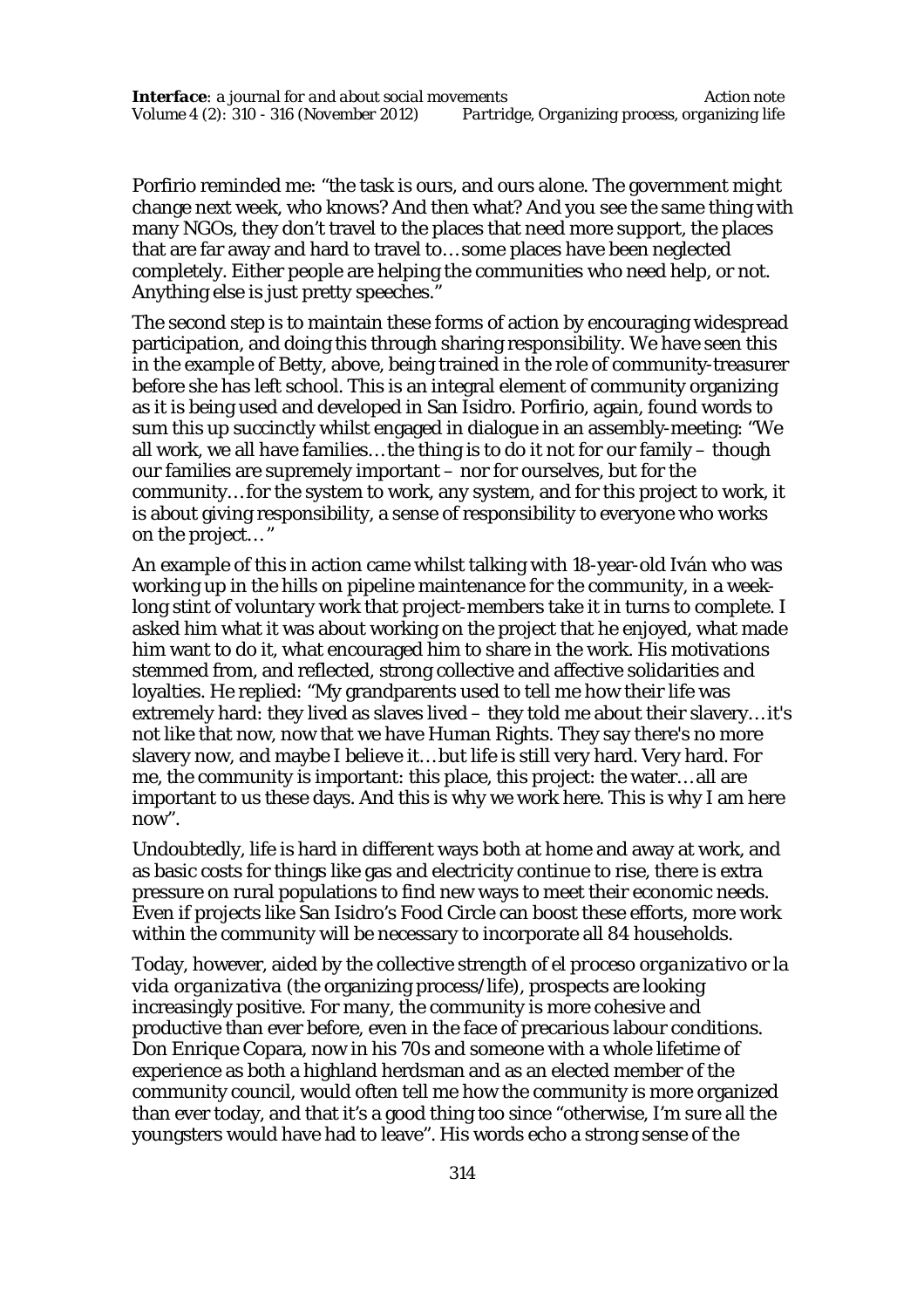Porfirio reminded me: "the task is ours, and ours alone. The government might change next week, who knows? And then what? And you see the same thing with many NGOs, they don't travel to the places that need more support, the places that are far away and hard to travel to…some places have been neglected completely. Either people are helping the communities who need help, or not. Anything else is just pretty speeches."

The second step is to maintain these forms of action by encouraging widespread participation, and doing this through sharing responsibility. We have seen this in the example of Betty, above, being trained in the role of community-treasurer before she has left school. This is an integral element of community organizing as it is being used and developed in San Isidro. Porfirio, again, found words to sum this up succinctly whilst engaged in dialogue in an assembly-meeting: "We all work, we all have families…the thing is to do it not for our family – though our families are supremely important – nor for ourselves, but for the community…for the system to work, any system, and for this project to work, it is about giving responsibility, a sense of responsibility to everyone who works on the project…"

An example of this in action came whilst talking with 18-year-old Iván who was working up in the hills on pipeline maintenance for the community, in a week-long stint of voluntary work that project-members take it in turns to complete. I asked him what it was about working on the project that he enjoyed, what made him want to do it, what encouraged him to share in the work. His motivations stemmed from, and reflected, strong collective and affective solidarities and loyalties. He replied: "My grandparents used to tell me how their life was extremely hard: they lived as slaves lived – they told me about their slavery…it's not like that now, now that we have Human Rights. They say there's no more slavery now, and maybe I believe it…but life is still very hard. Very hard. For me, the community is important: this place, this project: the water…all are important to us these days. And this is why we work here. This is why I am here now".

Undoubtedly, life is hard in different ways both at home and away at work, and as basic costs for things like gas and electricity continue to rise, there is extra pressure on rural populations to find new ways to meet their economic needs. Even if projects like San Isidro's Food Circle can boost these efforts, more work within the community will be necessary to incorporate all 84 households.

Today, however, aided by the collective strength of *el proceso organizativo* or *la vida organizativa* (the organizing process/life), prospects are looking increasingly positive. For many, the community is more cohesive and productive than ever before, even in the face of precarious labour conditions. Don Enrique Copara, now in his 70s and someone with a whole lifetime of experience as both a highland herdsman and as an elected member of the community council, would often tell me how the community is more organized than ever today, and that it's a good thing too since "otherwise, I'm sure all the youngsters would have had to leave". His words echo a strong sense of the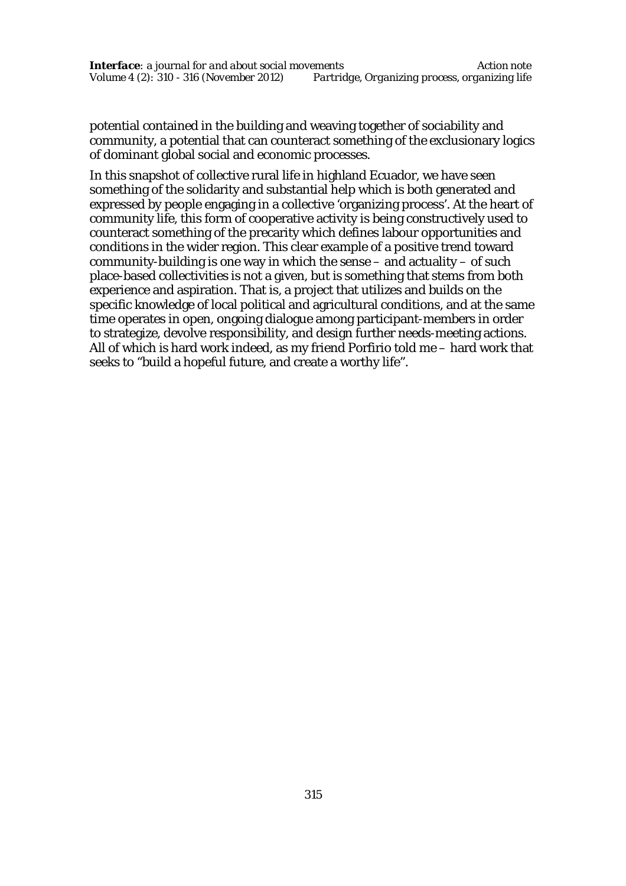potential contained in the building and weaving together of sociability and community, a potential that can counteract something of the exclusionary logics of dominant global social and economic processes.

In this snapshot of collective rural life in highland Ecuador, we have seen something of the solidarity and substantial help which is both generated and expressed by people engaging in a collective 'organizing process'. At the heart of community life, this form of cooperative activity is being constructively used to counteract something of the precarity which defines labour opportunities and conditions in the wider region. This clear example of a positive trend toward community-building is one way in which the sense – and actuality – of such place-based collectivities is not a given, but is something that stems from both experience and aspiration. That is, a project that utilizes and builds on the specific knowledge of local political and agricultural conditions, and at the same time operates in open, ongoing dialogue among participant-members in order to strategize, devolve responsibility, and design further needs-meeting actions. All of which is hard work indeed, as my friend Porfirio told me – hard work that seeks to "build a hopeful future, and create a worthy life".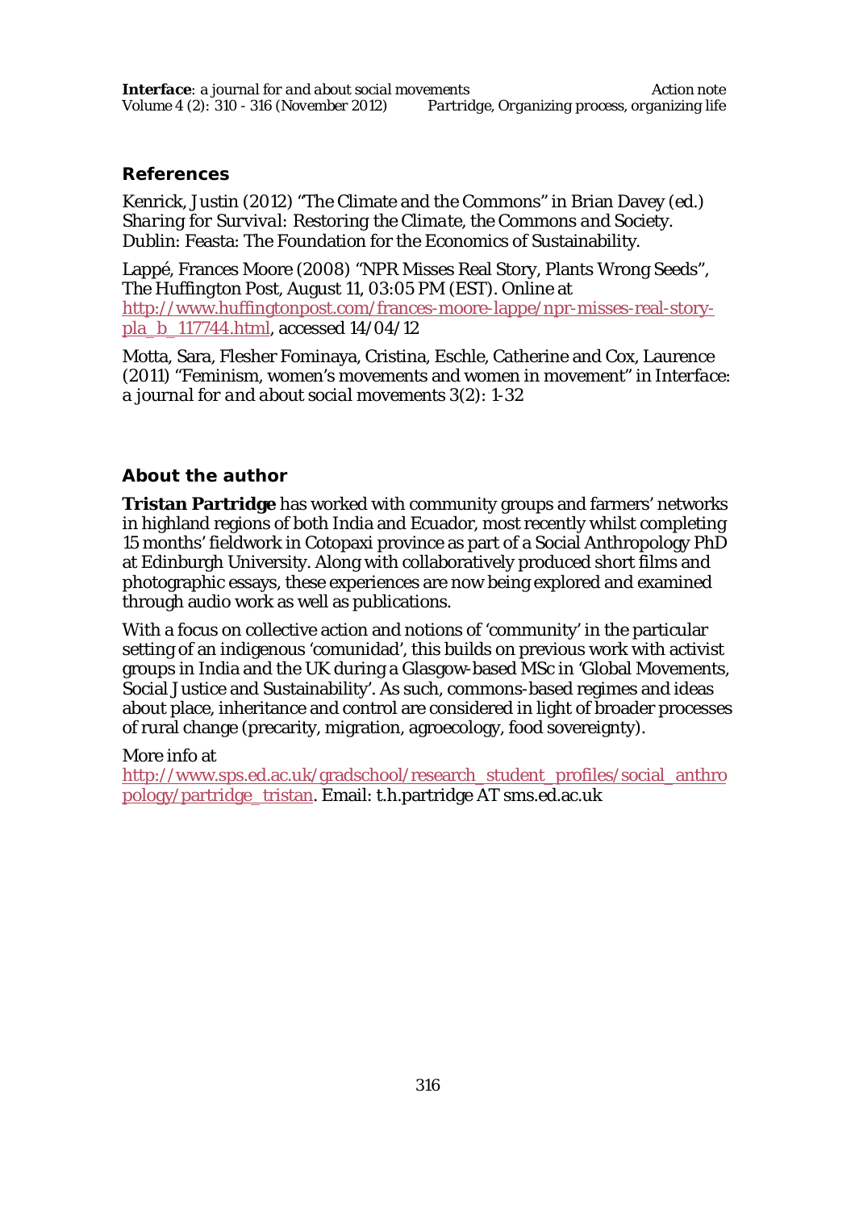## References

Kenrick, Justin (2012) "The Climate and the Commons" in Brian Davey (ed.) *Sharing for Survival: Restoring the Climate, the Commons and Society*. Dublin: Feasta: The Foundation for the Economics of Sustainability.

Lappé, Frances Moore (2008) "NPR Misses Real Story, Plants Wrong Seeds", The Huffington Post, August 11, 03:05 PM (EST). Online at http://www.huffingtonpost.com/frances-moore-lappe/npr-misses-real-story-pla_b_117744.html, accessed 14/04/12

Motta, Sara, Flesher Fominaya, Cristina, Eschle, Catherine and Cox, Laurence (2011) "Feminism, women's movements and women in movement" in *Interface: a journal for and about social movements* 3(2): 1-32

## About the author

**Tristan Partridge** has worked with community groups and farmers' networks in highland regions of both India and Ecuador, most recently whilst completing 15 months' fieldwork in Cotopaxi province as part of a Social Anthropology PhD at Edinburgh University. Along with collaboratively produced short films and photographic essays, these experiences are now being explored and examined through audio work as well as publications.

With a focus on collective action and notions of 'community' in the particular setting of an indigenous 'comunidad', this builds on previous work with activist groups in India and the UK during a Glasgow-based MSc in 'Global Movements, Social Justice and Sustainability'. As such, commons-based regimes and ideas about place, inheritance and control are considered in light of broader processes of rural change (precarity, migration, agroecology, food sovereignty).

More info at http://www.sps.ed.ac.uk/gradschool/research_student_profiles/social_anthropology/partridge_tristan. Email: t.h.partridge AT sms.ed.ac.uk